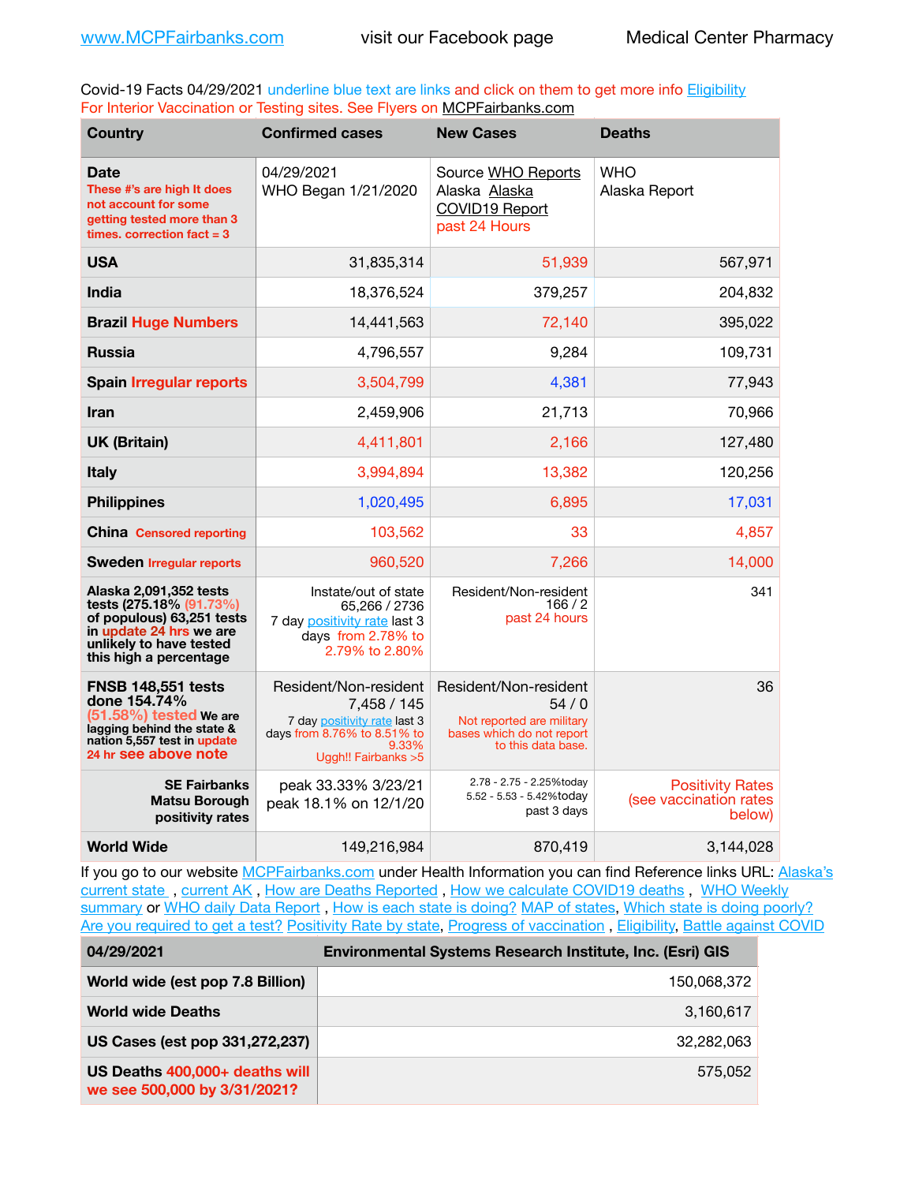www.MCPFairbanks.com visit our Facebook page Medical Center Pharmacy

Covid-19 Facts 04/29/2021 underline blue text are links and click on them to get more info Eligibility For Interior Vaccination or Testing sites. See Flyers on MCPFairbanks.com

| Country | Confirmed cases | New Cases | Deaths |
|---|---|---|---|
| **Date** These #'s are high It does not account for some getting tested more than 3 times. correction fact = 3 | 04/29/2021 WHO Began 1/21/2020 | Source WHO Reports Alaska Alaska COVID19 Report past 24 Hours | WHO Alaska Report |
| **USA** | 31,835,314 | 51,939 | 567,971 |
| **India** | 18,376,524 | 379,257 | 204,832 |
| **Brazil Huge Numbers** | 14,441,563 | 72,140 | 395,022 |
| **Russia** | 4,796,557 | 9,284 | 109,731 |
| **Spain Irregular reports** | 3,504,799 | 4,381 | 77,943 |
| **Iran** | 2,459,906 | 21,713 | 70,966 |
| **UK (Britain)** | 4,411,801 | 2,166 | 127,480 |
| **Italy** | 3,994,894 | 13,382 | 120,256 |
| **Philippines** | 1,020,495 | 6,895 | 17,031 |
| **China Censored reporting** | 103,562 | 33 | 4,857 |
| **Sweden Irregular reports** | 960,520 | 7,266 | 14,000 |
| **Alaska 2,091,352 tests tests (275.18% (91.73%) of populous) 63,251 tests in update 24 hrs we are unlikely to have tested this high a percentage** | Instate/out of state 65,266 / 2736 7 day positivity rate last 3 days from 2.78% to 2.79% to 2.80% | Resident/Non-resident 166 / 2 past 24 hours | 341 |
| **FNSB 148,551 tests done 154.74% (51.58%) tested We are lagging behind the state & nation 5,557 test in update 24 hr see above note** | Resident/Non-resident 7,458 / 145 7 day positivity rate last 3 days from 8.76% to 8.51% to 9.33% Uggh!! Fairbanks >5 | Resident/Non-resident 54 / 0 Not reported are military bases which do not report to this data base. | 36 |
| **SE Fairbanks Matsu Borough positivity rates** | peak 33.33% 3/23/21 peak 18.1% on 12/1/20 | 2.78 - 2.75 - 2.25%today 5.52 - 5.53 - 5.42%today past 3 days | Positivity Rates (see vaccination rates below) |
| **World Wide** | 149,216,984 | 870,419 | 3,144,028 |

If you go to our website MCPFairbanks.com under Health Information you can find Reference links URL: Alaska's current state , current AK , How are Deaths Reported , How we calculate COVID19 deaths , WHO Weekly summary or WHO daily Data Report , How is each state is doing? MAP of states, Which state is doing poorly? Are you required to get a test? Positivity Rate by state, Progress of vaccination , Eligibility, Battle against COVID

| 04/29/2021 | Environmental Systems Research Institute, Inc. (Esri) GIS |
|---|---|
| **World wide (est pop 7.8 Billion)** | 150,068,372 |
| **World wide Deaths** | 3,160,617 |
| **US Cases (est pop 331,272,237)** | 32,282,063 |
| **US Deaths 400,000+ deaths will we see 500,000 by 3/31/2021?** | 575,052 |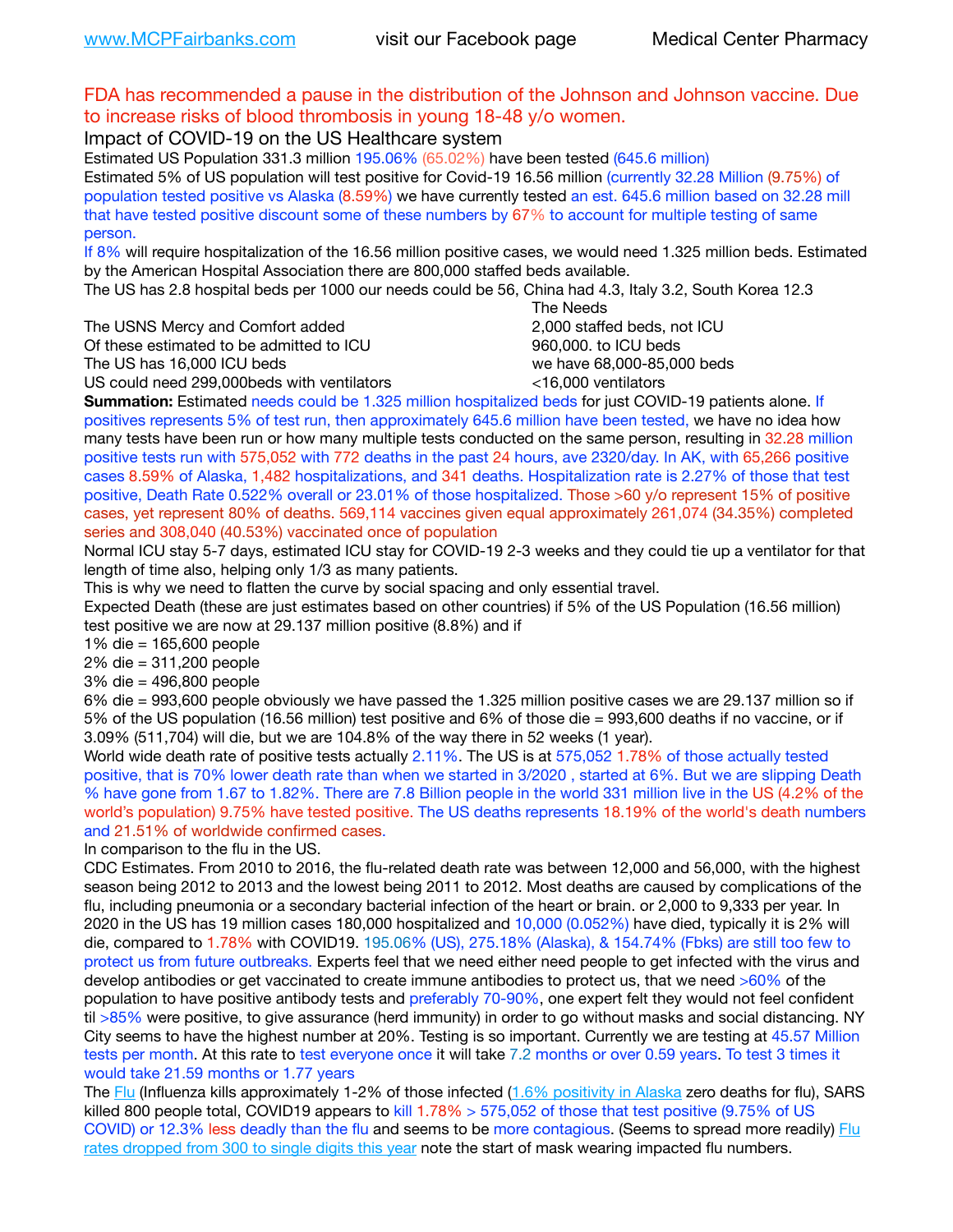www.MCPFairbanks.com visit our Facebook page Medical Center Pharmacy

FDA has recommended a pause in the distribution of the Johnson and Johnson vaccine. Due to increase risks of blood thrombosis in young 18-48 y/o women.

Impact of COVID-19 on the US Healthcare system

Estimated US Population 331.3 million 195.06% (65.02%) have been tested (645.6 million)

Estimated 5% of US population will test positive for Covid-19 16.56 million (currently 32.28 Million (9.75%) of population tested positive vs Alaska (8.59%) we have currently tested an est. 645.6 million based on 32.28 mill that have tested positive discount some of these numbers by 67% to account for multiple testing of same person.

If 8% will require hospitalization of the 16.56 million positive cases, we would need 1.325 million beds. Estimated by the American Hospital Association there are 800,000 staffed beds available.

The US has 2.8 hospital beds per 1000 our needs could be 56, China had 4.3, Italy 3.2, South Korea 12.3

| | The Needs |
|---|---|
| The USNS Mercy and Comfort added | 2,000 staffed beds, not ICU |
| Of these estimated to be admitted to ICU | 960,000. to ICU beds |
| The US has 16,000 ICU beds | we have 68,000-85,000 beds |
| US could need 299,000beds with ventilators | <16,000 ventilators |

**Summation:** Estimated needs could be 1.325 million hospitalized beds for just COVID-19 patients alone. If positives represents 5% of test run, then approximately 645.6 million have been tested, we have no idea how many tests have been run or how many multiple tests conducted on the same person, resulting in 32.28 million positive tests run with 575,052 with 772 deaths in the past 24 hours, ave 2320/day. In AK, with 65,266 positive cases 8.59% of Alaska, 1,482 hospitalizations, and 341 deaths. Hospitalization rate is 2.27% of those that test positive, Death Rate 0.522% overall or 23.01% of those hospitalized. Those >60 y/o represent 15% of positive cases, yet represent 80% of deaths. 569,114 vaccines given equal approximately 261,074 (34.35%) completed series and 308,040 (40.53%) vaccinated once of population

Normal ICU stay 5-7 days, estimated ICU stay for COVID-19 2-3 weeks and they could tie up a ventilator for that length of time also, helping only 1/3 as many patients.

This is why we need to flatten the curve by social spacing and only essential travel.

Expected Death (these are just estimates based on other countries) if 5% of the US Population (16.56 million) test positive we are now at 29.137 million positive (8.8%) and if

1% die = 165,600 people

2% die = 311,200 people

3% die = 496,800 people

6% die = 993,600 people obviously we have passed the 1.325 million positive cases we are 29.137 million so if 5% of the US population (16.56 million) test positive and 6% of those die = 993,600 deaths if no vaccine, or if 3.09% (511,704) will die, but we are 104.8% of the way there in 52 weeks (1 year).

World wide death rate of positive tests actually 2.11%. The US is at 575,052 1.78% of those actually tested positive, that is 70% lower death rate than when we started in 3/2020 , started at 6%. But we are slipping Death % have gone from 1.67 to 1.82%. There are 7.8 Billion people in the world 331 million live in the US (4.2% of the world's population) 9.75% have tested positive. The US deaths represents 18.19% of the world's death numbers and 21.51% of worldwide confirmed cases.

In comparison to the flu in the US.

CDC Estimates. From 2010 to 2016, the flu-related death rate was between 12,000 and 56,000, with the highest season being 2012 to 2013 and the lowest being 2011 to 2012. Most deaths are caused by complications of the flu, including pneumonia or a secondary bacterial infection of the heart or brain. or 2,000 to 9,333 per year. In 2020 in the US has 19 million cases 180,000 hospitalized and 10,000 (0.052%) have died, typically it is 2% will die, compared to 1.78% with COVID19. 195.06% (US), 275.18% (Alaska), & 154.74% (Fbks) are still too few to protect us from future outbreaks. Experts feel that we need either need people to get infected with the virus and develop antibodies or get vaccinated to create immune antibodies to protect us, that we need >60% of the population to have positive antibody tests and preferably 70-90%, one expert felt they would not feel confident til >85% were positive, to give assurance (herd immunity) in order to go without masks and social distancing. NY City seems to have the highest number at 20%. Testing is so important. Currently we are testing at 45.57 Million tests per month. At this rate to test everyone once it will take 7.2 months or over 0.59 years. To test 3 times it would take 21.59 months or 1.77 years

The Flu (Influenza kills approximately 1-2% of those infected (1.6% positivity in Alaska zero deaths for flu), SARS killed 800 people total, COVID19 appears to kill 1.78% > 575,052 of those that test positive (9.75% of US COVID) or 12.3% less deadly than the flu and seems to be more contagious. (Seems to spread more readily) Flu rates dropped from 300 to single digits this year note the start of mask wearing impacted flu numbers.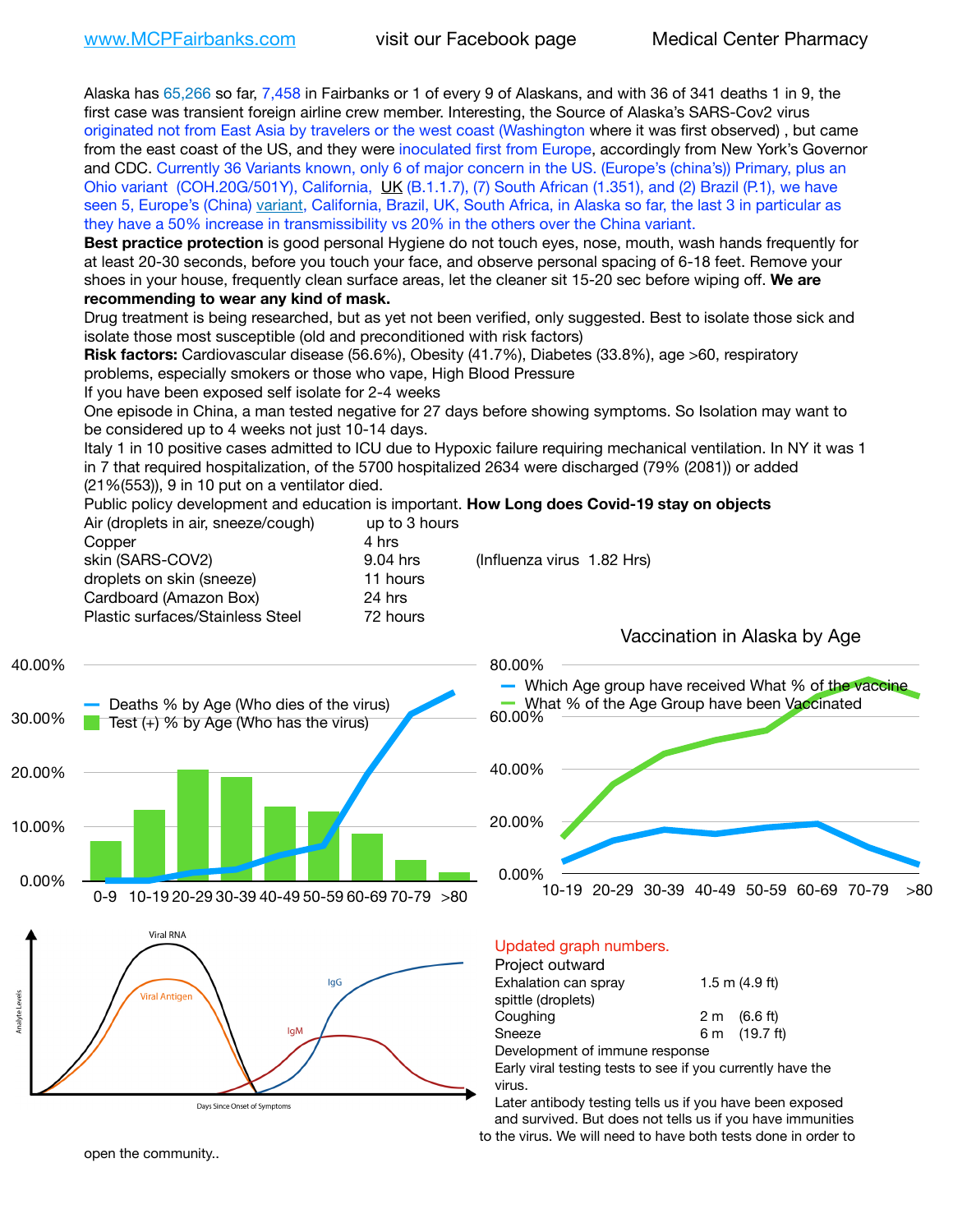www.MCPFairbanks.com visit our Facebook page Medical Center Pharmacy

Alaska has 65,266 so far, 7,458 in Fairbanks or 1 of every 9 of Alaskans, and with 36 of 341 deaths 1 in 9, the first case was transient foreign airline crew member. Interesting, the Source of Alaska's SARS-Cov2 virus originated not from East Asia by travelers or the west coast (Washington where it was first observed) , but came from the east coast of the US, and they were inoculated first from Europe, accordingly from New York's Governor and CDC. Currently 36 Variants known, only 6 of major concern in the US. (Europe's (china's)) Primary, plus an Ohio variant (COH.20G/501Y), California, UK (B.1.1.7), (7) South African (1.351), and (2) Brazil (P.1), we have seen 5, Europe's (China) variant, California, Brazil, UK, South Africa, in Alaska so far, the last 3 in particular as they have a 50% increase in transmissibility vs 20% in the others over the China variant.

**Best practice protection** is good personal Hygiene do not touch eyes, nose, mouth, wash hands frequently for at least 20-30 seconds, before you touch your face, and observe personal spacing of 6-18 feet. Remove your shoes in your house, frequently clean surface areas, let the cleaner sit 15-20 sec before wiping off. **We are recommending to wear any kind of mask.**

Drug treatment is being researched, but as yet not been verified, only suggested. Best to isolate those sick and isolate those most susceptible (old and preconditioned with risk factors)

**Risk factors:** Cardiovascular disease (56.6%), Obesity (41.7%), Diabetes (33.8%), age >60, respiratory problems, especially smokers or those who vape, High Blood Pressure

If you have been exposed self isolate for 2-4 weeks

One episode in China, a man tested negative for 27 days before showing symptoms. So Isolation may want to be considered up to 4 weeks not just 10-14 days.

Italy 1 in 10 positive cases admitted to ICU due to Hypoxic failure requiring mechanical ventilation. In NY it was 1 in 7 that required hospitalization, of the 5700 hospitalized 2634 were discharged (79% (2081)) or added (21%(553)), 9 in 10 put on a ventilator died.

Public policy development and education is important. **How Long does Covid-19 stay on objects**

| | | |
|---|---|---|
| Air (droplets in air, sneeze/cough) | up to 3 hours | |
| Copper | 4 hrs | |
| skin (SARS-COV2) | 9.04 hrs | (Influenza virus 1.82 Hrs) |
| droplets on skin (sneeze) | 11 hours | |
| Cardboard (Amazon Box) | 24 hrs | |
| Plastic surfaces/Stainless Steel | 72 hours | |

Vaccination in Alaska by Age

Updated graph numbers.

Project outward

| | |
|---|---|
| Exhalation can spray | 1.5 m (4.9 ft) |
| spittle (droplets) | |
| Coughing | 2 m (6.6 ft) |
| Sneeze | 6 m (19.7 ft) |

Development of immune response

Early viral testing tests to see if you currently have the virus.

Later antibody testing tells us if you have been exposed and survived. But does not tells us if you have immunities to the virus. We will need to have both tests done in order to open the community..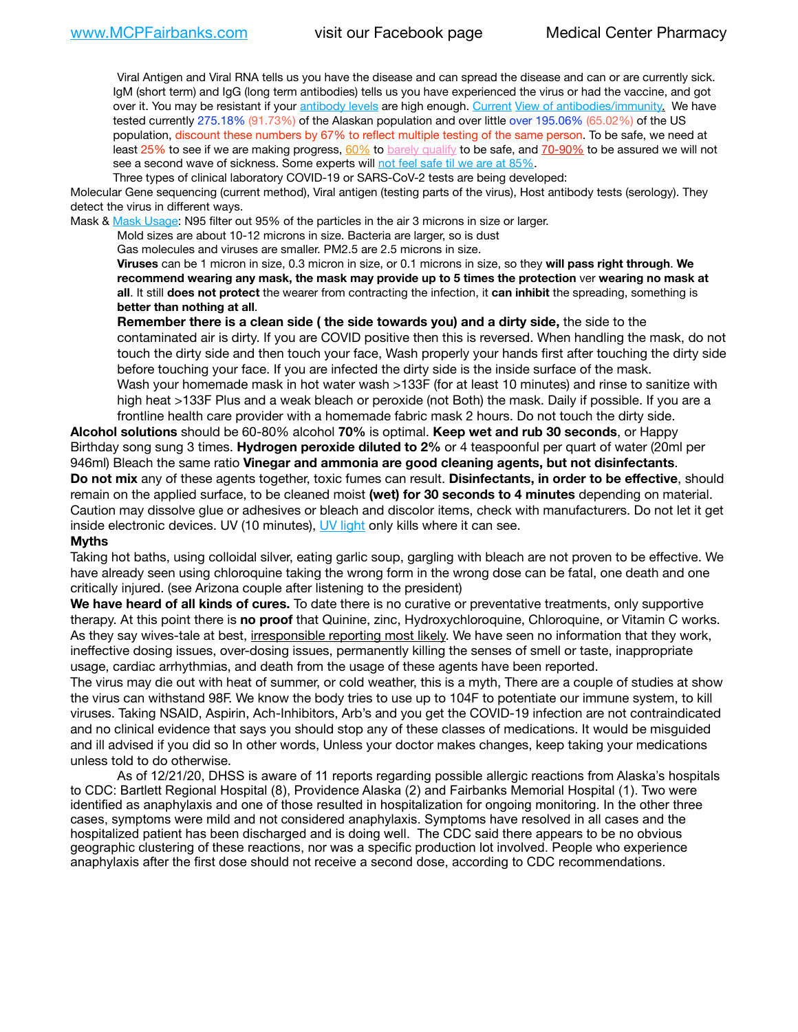Viral Antigen and Viral RNA tells us you have the disease and can spread the disease and can or are currently sick. IgM (short term) and IgG (long term antibodies) tells us you have experienced the virus or had the vaccine, and got over it. You may be resistant if your antibody levels are high enough. Current View of antibodies/immunity. We have tested currently 275.18% (91.73%) of the Alaskan population and over little over 195.06% (65.02%) of the US population, discount these numbers by 67% to reflect multiple testing of the same person. To be safe, we need at least 25% to see if we are making progress, 60% to barely qualify to be safe, and 70-90% to be assured we will not see a second wave of sickness. Some experts will not feel safe til we are at 85%.

Three types of clinical laboratory COVID-19 or SARS-CoV-2 tests are being developed:

Molecular Gene sequencing (current method), Viral antigen (testing parts of the virus), Host antibody tests (serology). They detect the virus in different ways.

Mask & Mask Usage: N95 filter out 95% of the particles in the air 3 microns in size or larger.

Mold sizes are about 10-12 microns in size. Bacteria are larger, so is dust

Gas molecules and viruses are smaller. PM2.5 are 2.5 microns in size.

**Viruses** can be 1 micron in size, 0.3 micron in size, or 0.1 microns in size, so they **will pass right through**. **We recommend wearing any mask, the mask may provide up to 5 times the protection** ver **wearing no mask at all**. It still **does not protect** the wearer from contracting the infection, it **can inhibit** the spreading, something is **better than nothing at all**.

**Remember there is a clean side ( the side towards you) and a dirty side,** the side to the contaminated air is dirty. If you are COVID positive then this is reversed. When handling the mask, do not touch the dirty side and then touch your face, Wash properly your hands first after touching the dirty side before touching your face. If you are infected the dirty side is the inside surface of the mask.

Wash your homemade mask in hot water wash >133F (for at least 10 minutes) and rinse to sanitize with high heat >133F Plus and a weak bleach or peroxide (not Both) the mask. Daily if possible. If you are a frontline health care provider with a homemade fabric mask 2 hours. Do not touch the dirty side.

**Alcohol solutions** should be 60-80% alcohol **70%** is optimal. **Keep wet and rub 30 seconds**, or Happy Birthday song sung 3 times. **Hydrogen peroxide diluted to 2%** or 4 teaspoonful per quart of water (20ml per 946ml) Bleach the same ratio **Vinegar and ammonia are good cleaning agents, but not disinfectants**. **Do not mix** any of these agents together, toxic fumes can result. **Disinfectants, in order to be effective**, should remain on the applied surface, to be cleaned moist **(wet) for 30 seconds to 4 minutes** depending on material. Caution may dissolve glue or adhesives or bleach and discolor items, check with manufacturers. Do not let it get inside electronic devices. UV (10 minutes), UV light only kills where it can see.

**Myths**

Taking hot baths, using colloidal silver, eating garlic soup, gargling with bleach are not proven to be effective. We have already seen using chloroquine taking the wrong form in the wrong dose can be fatal, one death and one critically injured. (see Arizona couple after listening to the president)

**We have heard of all kinds of cures.** To date there is no curative or preventative treatments, only supportive therapy. At this point there is **no proof** that Quinine, zinc, Hydroxychloroquine, Chloroquine, or Vitamin C works. As they say wives-tale at best, irresponsible reporting most likely. We have seen no information that they work, ineffective dosing issues, over-dosing issues, permanently killing the senses of smell or taste, inappropriate usage, cardiac arrhythmias, and death from the usage of these agents have been reported.

The virus may die out with heat of summer, or cold weather, this is a myth, There are a couple of studies at show the virus can withstand 98F. We know the body tries to use up to 104F to potentiate our immune system, to kill viruses. Taking NSAID, Aspirin, Ach-Inhibitors, Arb's and you get the COVID-19 infection are not contraindicated and no clinical evidence that says you should stop any of these classes of medications. It would be misguided and ill advised if you did so In other words, Unless your doctor makes changes, keep taking your medications unless told to do otherwise.

As of 12/21/20, DHSS is aware of 11 reports regarding possible allergic reactions from Alaska's hospitals to CDC: Bartlett Regional Hospital (8), Providence Alaska (2) and Fairbanks Memorial Hospital (1). Two were identified as anaphylaxis and one of those resulted in hospitalization for ongoing monitoring. In the other three cases, symptoms were mild and not considered anaphylaxis. Symptoms have resolved in all cases and the hospitalized patient has been discharged and is doing well. The CDC said there appears to be no obvious geographic clustering of these reactions, nor was a specific production lot involved. People who experience anaphylaxis after the first dose should not receive a second dose, according to CDC recommendations.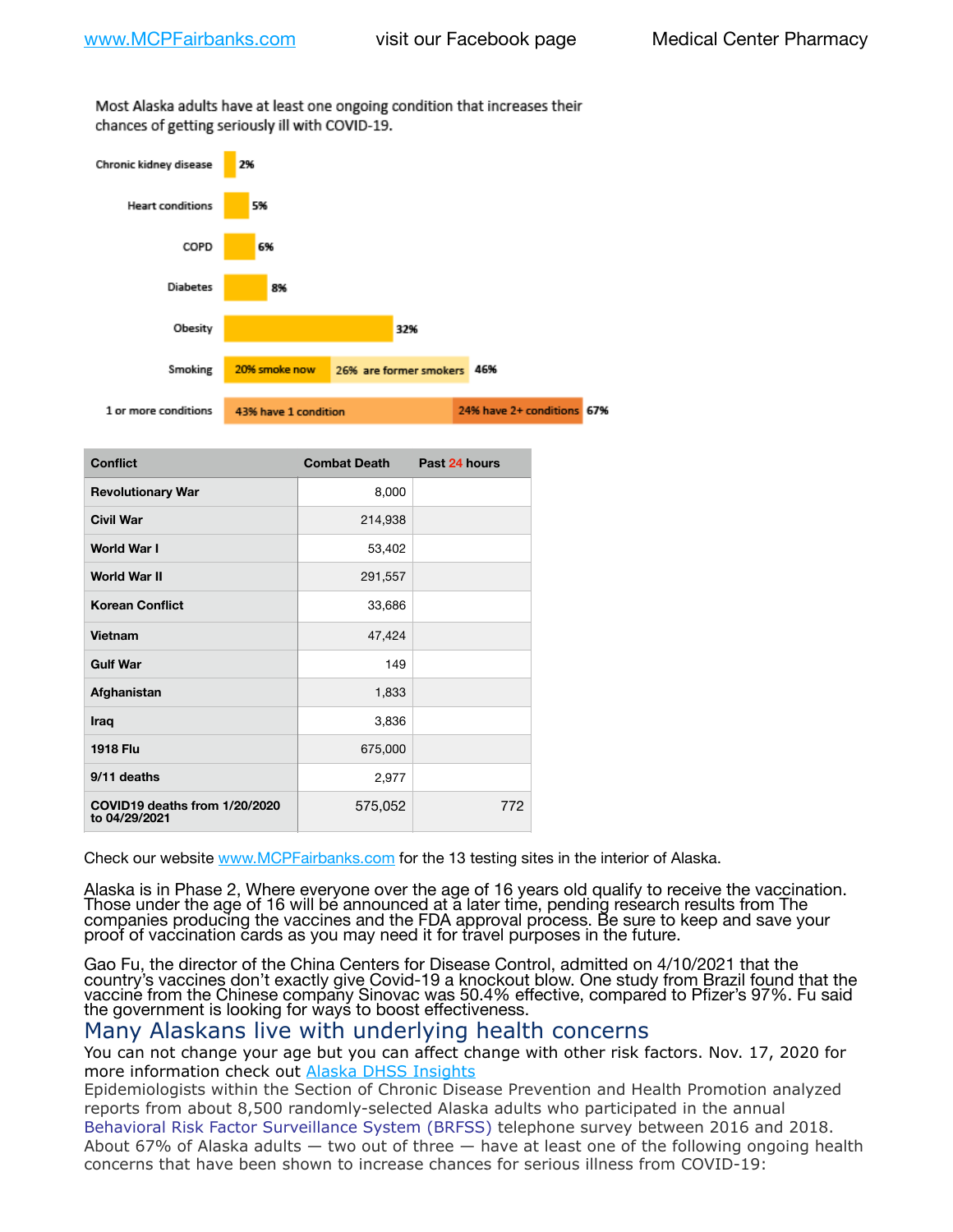Most Alaska adults have at least one ongoing condition that increases their chances of getting seriously ill with COVID-19.

| Condition | Percentage |
|---|---|
| Chronic kidney disease | 2% |
| Heart conditions | 5% |
| COPD | 6% |
| Diabetes | 8% |
| Obesity | 32% |
| Smoking | 20% smoke now; 26% are former smokers; 46% |
| 1 or more conditions | 43% have 1 condition; 24% have 2+ conditions; 67% |

| Conflict | Combat Death | Past 24 hours |
|---|---|---|
| Revolutionary War | 8,000 | |
| Civil War | 214,938 | |
| World War I | 53,402 | |
| World War II | 291,557 | |
| Korean Conflict | 33,686 | |
| Vietnam | 47,424 | |
| Gulf War | 149 | |
| Afghanistan | 1,833 | |
| Iraq | 3,836 | |
| 1918 Flu | 675,000 | |
| 9/11 deaths | 2,977 | |
| COVID19 deaths from 1/20/2020 to 04/29/2021 | 575,052 | 772 |

Check our website www.MCPFairbanks.com for the 13 testing sites in the interior of Alaska.

Alaska is in Phase 2, Where everyone over the age of 16 years old qualify to receive the vaccination. Those under the age of 16 will be announced at a later time, pending research results from The companies producing the vaccines and the FDA approval process. Be sure to keep and save your proof of vaccination cards as you may need it for travel purposes in the future.

Gao Fu, the director of the China Centers for Disease Control, admitted on 4/10/2021 that the country's vaccines don't exactly give Covid-19 a knockout blow. One study from Brazil found that the vaccine from the Chinese company Sinovac was 50.4% effective, compared to Pfizer's 97%. Fu said the government is looking for ways to boost effectiveness.

## Many Alaskans live with underlying health concerns

You can not change your age but you can affect change with other risk factors. Nov. 17, 2020 for more information check out Alaska DHSS Insights

Epidemiologists within the Section of Chronic Disease Prevention and Health Promotion analyzed reports from about 8,500 randomly-selected Alaska adults who participated in the annual Behavioral Risk Factor Surveillance System (BRFSS) telephone survey between 2016 and 2018. About 67% of Alaska adults — two out of three — have at least one of the following ongoing health concerns that have been shown to increase chances for serious illness from COVID-19: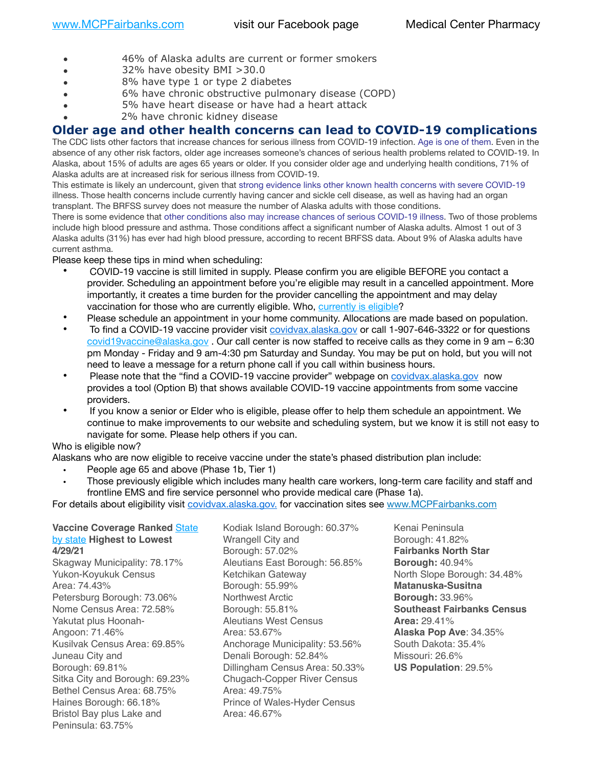- 46% of Alaska adults are current or former smokers
- 32% have obesity BMI >30.0
- 8% have type 1 or type 2 diabetes
- 6% have chronic obstructive pulmonary disease (COPD)
- 5% have heart disease or have had a heart attack
- 2% have chronic kidney disease

## Older age and other health concerns can lead to COVID-19 complications

The CDC lists other factors that increase chances for serious illness from COVID-19 infection. Age is one of them. Even in the absence of any other risk factors, older age increases someone's chances of serious health problems related to COVID-19. In Alaska, about 15% of adults are ages 65 years or older. If you consider older age and underlying health conditions, 71% of Alaska adults are at increased risk for serious illness from COVID-19.

This estimate is likely an undercount, given that strong evidence links other known health concerns with severe COVID-19 illness. Those health concerns include currently having cancer and sickle cell disease, as well as having had an organ transplant. The BRFSS survey does not measure the number of Alaska adults with those conditions.

There is some evidence that other conditions also may increase chances of serious COVID-19 illness. Two of those problems include high blood pressure and asthma. Those conditions affect a significant number of Alaska adults. Almost 1 out of 3 Alaska adults (31%) has ever had high blood pressure, according to recent BRFSS data. About 9% of Alaska adults have current asthma.

Please keep these tips in mind when scheduling:

- COVID-19 vaccine is still limited in supply. Please confirm you are eligible BEFORE you contact a provider. Scheduling an appointment before you're eligible may result in a cancelled appointment. More importantly, it creates a time burden for the provider cancelling the appointment and may delay vaccination for those who are currently eligible. Who, currently is eligible?
- Please schedule an appointment in your home community. Allocations are made based on population.
- To find a COVID-19 vaccine provider visit covidvax.alaska.gov or call 1-907-646-3322 or for questions covid19vaccine@alaska.gov . Our call center is now staffed to receive calls as they come in 9 am – 6:30 pm Monday - Friday and 9 am-4:30 pm Saturday and Sunday. You may be put on hold, but you will not need to leave a message for a return phone call if you call within business hours.
- Please note that the "find a COVID-19 vaccine provider" webpage on covidvax.alaska.gov now provides a tool (Option B) that shows available COVID-19 vaccine appointments from some vaccine providers.
- If you know a senior or Elder who is eligible, please offer to help them schedule an appointment. We continue to make improvements to our website and scheduling system, but we know it is still not easy to navigate for some. Please help others if you can.

Who is eligible now?

Alaskans who are now eligible to receive vaccine under the state's phased distribution plan include:

- People age 65 and above (Phase 1b, Tier 1)
- Those previously eligible which includes many health care workers, long-term care facility and staff and frontline EMS and fire service personnel who provide medical care (Phase 1a).

For details about eligibility visit covidvax.alaska.gov. for vaccination sites see www.MCPFairbanks.com

**Vaccine Coverage Ranked** State by state **Highest to Lowest 4/29/21**

Skagway Municipality: 78.17%
Yukon-Koyukuk Census Area: 74.43%
Petersburg Borough: 73.06%
Nome Census Area: 72.58%
Yakutat plus Hoonah-Angoon: 71.46%
Kusilvak Census Area: 69.85%
Juneau City and Borough: 69.81%
Sitka City and Borough: 69.23%
Bethel Census Area: 68.75%
Haines Borough: 66.18%
Bristol Bay plus Lake and Peninsula: 63.75%
Kodiak Island Borough: 60.37%
Wrangell City and Borough: 57.02%
Aleutians East Borough: 56.85%
Ketchikan Gateway Borough: 55.99%
Northwest Arctic Borough: 55.81%
Aleutians West Census Area: 53.67%
Anchorage Municipality: 53.56%
Denali Borough: 52.84%
Dillingham Census Area: 50.33%
Chugach-Copper River Census Area: 49.75%
Prince of Wales-Hyder Census Area: 46.67%
Kenai Peninsula Borough: 41.82%
**Fairbanks North Star Borough:** 40.94%
North Slope Borough: 34.48%
**Matanuska-Susitna Borough:** 33.96%
**Southeast Fairbanks Census Area:** 29.41%
**Alaska Pop Ave**: 34.35%
South Dakota: 35.4%
Missouri: 26.6%
**US Population**: 29.5%